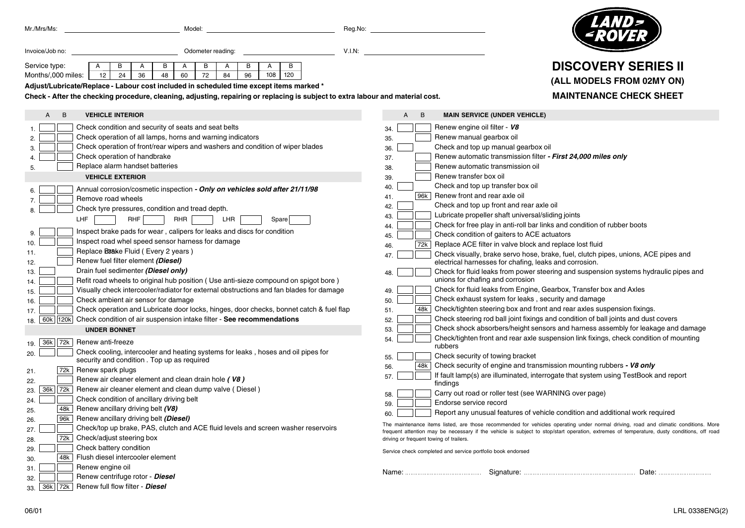Mr./Mrs/Ms: Model: Reg.No:

Invoice/Job no: Odometer reading: V.I.N:

| Service type: | A | B | A | B | A | B | A | B | A | B |
|---|---|---|---|---|---|---|---|---|---|---|
| Months/,000 miles: | 12 | 24 | 36 | 48 | 60 | 72 | 84 | 96 | 108 | 120 |

**Adjust/Lubricate/Replace - Labour cost included in scheduled time except items marked ***

**Check - After the checking procedure, cleaning, adjusting, repairing or replacing is subject to extra labour and material cost.**

# DISCOVERY SERIES II

## (ALL MODELS FROM 02MY ON)

## MAINTENANCE CHECK SHEET

| | A | B | VEHICLE INTERIOR |
|---|---|---|---|
| 1. | | | Check condition and security of seats and seat belts |
| 2. | | | Check operation of all lamps, horns and warning indicators |
| 3. | | | Check operation of front/rear wipers and washers and condition of wiper blades |
| 4. | | | Check operation of handbrake |
| 5. | | | Replace alarm handset batteries |
| | | | **VEHICLE EXTERIOR** |
| 6. | | | Annual corrosion/cosmetic inspection ***- Only on vehicles sold after 21/11/98*** |
| 7. | | | Remove road wheels |
| 8. | | | Check tyre pressures, condition and tread depth. LHF RHF RHR LHR Spare |
| 9. | | | Inspect brake pads for wear , calipers for leaks and discs for condition |
| 10. | | | Inspect road whel speed sensor harness for damage |
| 11. | | | Replace Brake Fluid ( Every 2 years ) |
| 12. | | | Renew fuel filter element ***(Diesel)*** |
| 13. | | | Drain fuel sedimenter ***(Diesel only)*** |
| 14. | | | Refit road wheels to original hub position ( Use anti-sieze compound on spigot bore ) |
| 15. | | | Visually check intercooler/radiator for external obstructions and fan blades for damage |
| 16. | | | Check ambient air sensor for damage |
| 17. | | | Check operation and Lubricate door locks, hinges, door checks, bonnet catch & fuel flap |
| 18. | 60k | 120k | Check condition of air suspension intake filter - **See recommendations** |
| | | | **UNDER BONNET** |
| 19. | 36k | 72k | Renew anti-freeze |
| 20. | | | Check cooling, intercooler and heating systems for leaks , hoses and oil pipes for security and condition . Top up as required |
| 21. | | 72k | Renew spark plugs |
| 22. | | | Renew air cleaner element and clean drain hole ***( V8 )*** |
| 23. | 36k | 72k | Renew air cleaner element and clean dump valve ( Diesel ) |
| 24. | | | Check condition of ancillary driving belt |
| 25. | | 48k | Renew ancillary driving belt ***(V8)*** |
| 26. | | 96k | Renew ancillary driving belt ***(Diesel)*** |
| 27. | | | Check/top up brake, PAS, clutch and ACE fluid levels and screen washer reservoirs |
| 28. | | 72k | Check/adjust steering box |
| 29. | | | Check battery condition |
| 30. | | 48k | Flush diesel intercooler element |
| 31. | | | Renew engine oil |
| 32. | | | Renew centrifuge rotor - ***Diesel*** |
| 33. | 36k | 72k | Renew full flow filter - ***Diesel*** |

| | A | B | MAIN SERVICE (UNDER VEHICLE) |
|---|---|---|---|
| 34. | | | Renew engine oil filter - ***V8*** |
| 35. | | | Renew manual gearbox oil |
| 36. | | | Check and top up manual gearbox oil |
| 37. | | | Renew automatic transmission filter ***- First 24,000 miles only*** |
| 38. | | | Renew automatic transmission oil |
| 39. | | | Renew transfer box oil |
| 40. | | | Check and top up transfer box oil |
| 41. | | 96k | Renew front and rear axle oil |
| 42. | | | Check and top up front and rear axle oil |
| 43. | | | Lubricate propeller shaft universal/sliding joints |
| 44. | | | Check for free play in anti-roll bar links and condition of rubber boots |
| 45. | | | Check condition of gaiters to ACE actuators |
| 46. | | 72k | Replace ACE filter in valve block and replace lost fluid |
| 47. | | | Check visually, brake servo hose, brake, fuel, clutch pipes, unions, ACE pipes and electrical harnesses for chafing, leaks and corrosion. |
| 48. | | | Check for fluid leaks from power steering and suspension systems hydraulic pipes and unions for chafing and corrosion |
| 49. | | | Check for fluid leaks from Engine, Gearbox, Transfer box and Axles |
| 50. | | | Check exhaust system for leaks , security and damage |
| 51. | | 48k | Check/tighten steering box and front and rear axles suspension fixings. |
| 52. | | | Check steering rod ball joint fixings and condition of ball joints and dust covers |
| 53. | | | Check shock absorbers/height sensors and harness assembly for leakage and damage |
| 54. | | | Check/tighten front and rear axle suspension link fixings, check condition of mounting rubbers |
| 55. | | | Check security of towing bracket |
| 56. | | 48k | Check security of engine and transmission mounting rubbers ***- V8 only*** |
| 57. | | | If fault lamp(s) are illuminated, interrogate that system using TestBook and report findings |
| 58. | | | Carry out road or roller test (see WARNING over page) |
| 59. | | | Endorse service record |
| 60. | | | Report any unusual features of vehicle condition and additional work required |

The maintenance items listed, are those recommended for vehicles operating under normal driving, road and climatic conditions. More frequent attention may be necessary if the vehicle is subject to stop/start operation, extremes of temperature, dusty conditions, off road driving or frequent towing of trailers.

Service check completed and service portfolio book endorsed

Name: .......................................... Signature: .............................................................. Date: .............................

06/01

LRL 0338ENG(2)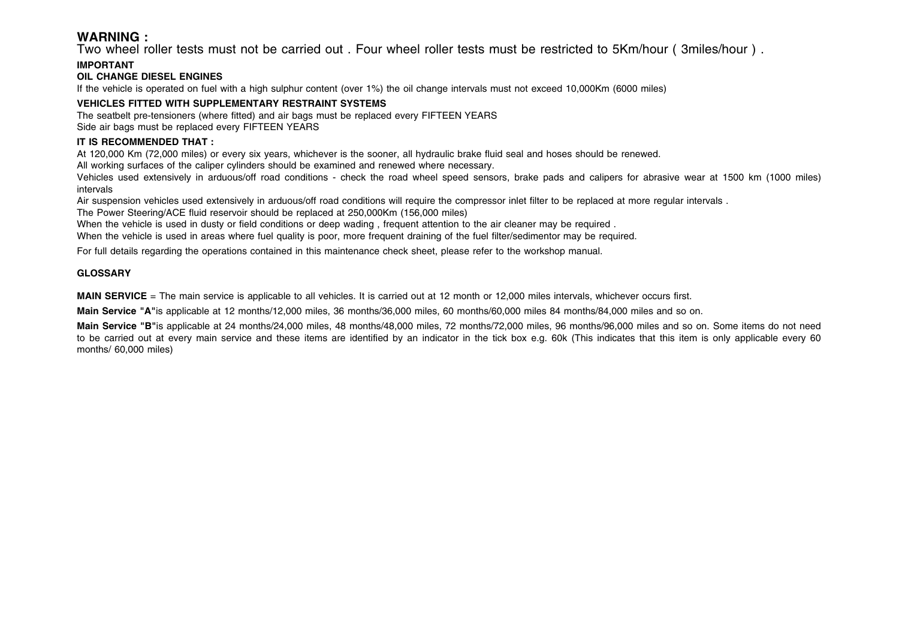## WARNING :

Two wheel roller tests must not be carried out . Four wheel roller tests must be restricted to 5Km/hour ( 3miles/hour ) .

### IMPORTANT

**OIL CHANGE DIESEL ENGINES**

If the vehicle is operated on fuel with a high sulphur content (over 1%) the oil change intervals must not exceed 10,000Km (6000 miles)

**VEHICLES FITTED WITH SUPPLEMENTARY RESTRAINT SYSTEMS**

The seatbelt pre-tensioners (where fitted) and air bags must be replaced every FIFTEEN YEARS
Side air bags must be replaced every FIFTEEN YEARS

**IT IS RECOMMENDED THAT :**

At 120,000 Km (72,000 miles) or every six years, whichever is the sooner, all hydraulic brake fluid seal and hoses should be renewed.

All working surfaces of the caliper cylinders should be examined and renewed where necessary.

Vehicles used extensively in arduous/off road conditions - check the road wheel speed sensors, brake pads and calipers for abrasive wear at 1500 km (1000 miles) intervals

Air suspension vehicles used extensively in arduous/off road conditions will require the compressor inlet filter to be replaced at more regular intervals .

The Power Steering/ACE fluid reservoir should be replaced at 250,000Km (156,000 miles)

When the vehicle is used in dusty or field conditions or deep wading , frequent attention to the air cleaner may be required .

When the vehicle is used in areas where fuel quality is poor, more frequent draining of the fuel filter/sedimentor may be required.

For full details regarding the operations contained in this maintenance check sheet, please refer to the workshop manual.

### GLOSSARY

**MAIN SERVICE** = The main service is applicable to all vehicles. It is carried out at 12 month or 12,000 miles intervals, whichever occurs first.

**Main Service "A"**is applicable at 12 months/12,000 miles, 36 months/36,000 miles, 60 months/60,000 miles 84 months/84,000 miles and so on.

**Main Service "B"**is applicable at 24 months/24,000 miles, 48 months/48,000 miles, 72 months/72,000 miles, 96 months/96,000 miles and so on. Some items do not need to be carried out at every main service and these items are identified by an indicator in the tick box e.g. 60k (This indicates that this item is only applicable every 60 months/ 60,000 miles)